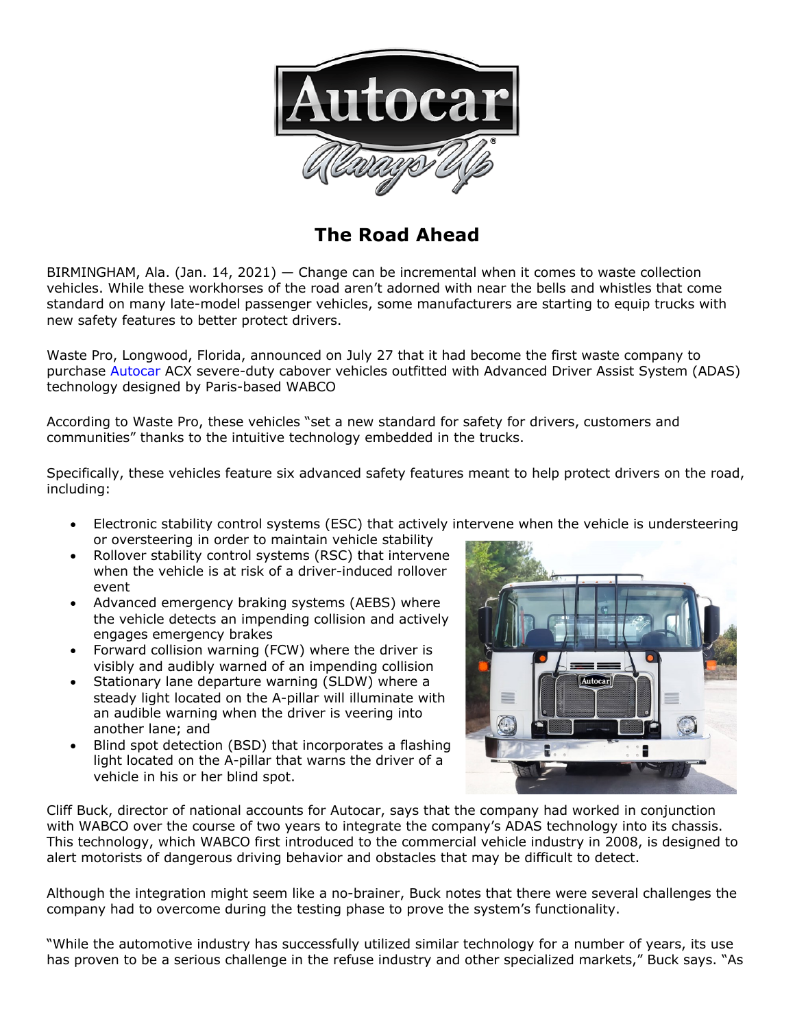# The Road Ahead

BIRMINGHAM, Ala. (Jan. 14, 2021) — Change can be incremental when it comes to waste collection vehicles. While these workhorses of the road aren't adorned with near the bells and whistles that come standard on many late-model passenger vehicles, some manufacturers are starting to equip trucks with new safety features to better protect drivers.

Waste Pro, Longwood, Florida, announced on July 27 that it had become the first waste company to purchase Autocar ACX severe-duty cabover vehicles outfitted with Advanced Driver Assist System (ADAS) technology designed by Paris-based WABCO

According to Waste Pro, these vehicles "set a new standard for safety for drivers, customers and communities" thanks to the intuitive technology embedded in the trucks.

Specifically, these vehicles feature six advanced safety features meant to help protect drivers on the road, including:

- Electronic stability control systems (ESC) that actively intervene when the vehicle is understeering or oversteering in order to maintain vehicle stability
- Rollover stability control systems (RSC) that intervene when the vehicle is at risk of a driver-induced rollover event
- Advanced emergency braking systems (AEBS) where the vehicle detects an impending collision and actively engages emergency brakes
- Forward collision warning (FCW) where the driver is visibly and audibly warned of an impending collision
- Stationary lane departure warning (SLDW) where a steady light located on the A-pillar will illuminate with an audible warning when the driver is veering into another lane; and
- Blind spot detection (BSD) that incorporates a flashing light located on the A-pillar that warns the driver of a vehicle in his or her blind spot.

Cliff Buck, director of national accounts for Autocar, says that the company had worked in conjunction with WABCO over the course of two years to integrate the company's ADAS technology into its chassis. This technology, which WABCO first introduced to the commercial vehicle industry in 2008, is designed to alert motorists of dangerous driving behavior and obstacles that may be difficult to detect.

Although the integration might seem like a no-brainer, Buck notes that there were several challenges the company had to overcome during the testing phase to prove the system's functionality.

"While the automotive industry has successfully utilized similar technology for a number of years, its use has proven to be a serious challenge in the refuse industry and other specialized markets," Buck says. "As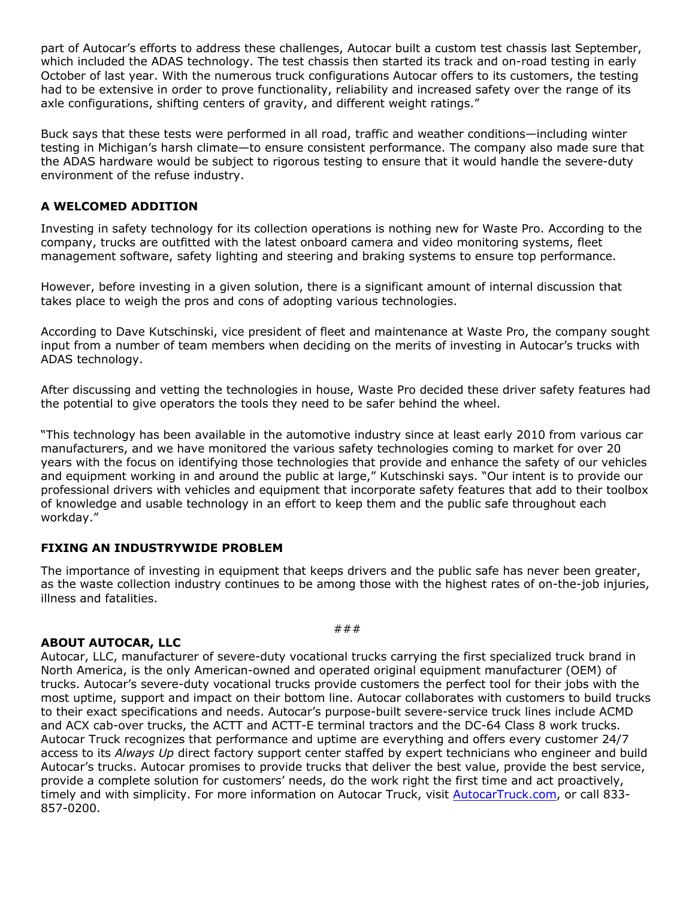part of Autocar's efforts to address these challenges, Autocar built a custom test chassis last September, which included the ADAS technology. The test chassis then started its track and on-road testing in early October of last year. With the numerous truck configurations Autocar offers to its customers, the testing had to be extensive in order to prove functionality, reliability and increased safety over the range of its axle configurations, shifting centers of gravity, and different weight ratings."

Buck says that these tests were performed in all road, traffic and weather conditions—including winter testing in Michigan's harsh climate—to ensure consistent performance. The company also made sure that the ADAS hardware would be subject to rigorous testing to ensure that it would handle the severe-duty environment of the refuse industry.

## A WELCOMED ADDITION

Investing in safety technology for its collection operations is nothing new for Waste Pro. According to the company, trucks are outfitted with the latest onboard camera and video monitoring systems, fleet management software, safety lighting and steering and braking systems to ensure top performance.

However, before investing in a given solution, there is a significant amount of internal discussion that takes place to weigh the pros and cons of adopting various technologies.

According to Dave Kutschinski, vice president of fleet and maintenance at Waste Pro, the company sought input from a number of team members when deciding on the merits of investing in Autocar's trucks with ADAS technology.

After discussing and vetting the technologies in house, Waste Pro decided these driver safety features had the potential to give operators the tools they need to be safer behind the wheel.

"This technology has been available in the automotive industry since at least early 2010 from various car manufacturers, and we have monitored the various safety technologies coming to market for over 20 years with the focus on identifying those technologies that provide and enhance the safety of our vehicles and equipment working in and around the public at large," Kutschinski says. "Our intent is to provide our professional drivers with vehicles and equipment that incorporate safety features that add to their toolbox of knowledge and usable technology in an effort to keep them and the public safe throughout each workday."

## FIXING AN INDUSTRYWIDE PROBLEM

The importance of investing in equipment that keeps drivers and the public safe has never been greater, as the waste collection industry continues to be among those with the highest rates of on-the-job injuries, illness and fatalities.

###

## ABOUT AUTOCAR, LLC

Autocar, LLC, manufacturer of severe-duty vocational trucks carrying the first specialized truck brand in North America, is the only American-owned and operated original equipment manufacturer (OEM) of trucks. Autocar's severe-duty vocational trucks provide customers the perfect tool for their jobs with the most uptime, support and impact on their bottom line. Autocar collaborates with customers to build trucks to their exact specifications and needs. Autocar's purpose-built severe-service truck lines include ACMD and ACX cab-over trucks, the ACTT and ACTT-E terminal tractors and the DC-64 Class 8 work trucks. Autocar Truck recognizes that performance and uptime are everything and offers every customer 24/7 access to its *Always Up* direct factory support center staffed by expert technicians who engineer and build Autocar's trucks. Autocar promises to provide trucks that deliver the best value, provide the best service, provide a complete solution for customers' needs, do the work right the first time and act proactively, timely and with simplicity. For more information on Autocar Truck, visit [AutocarTruck.com](AutocarTruck.com), or call 833-857-0200.